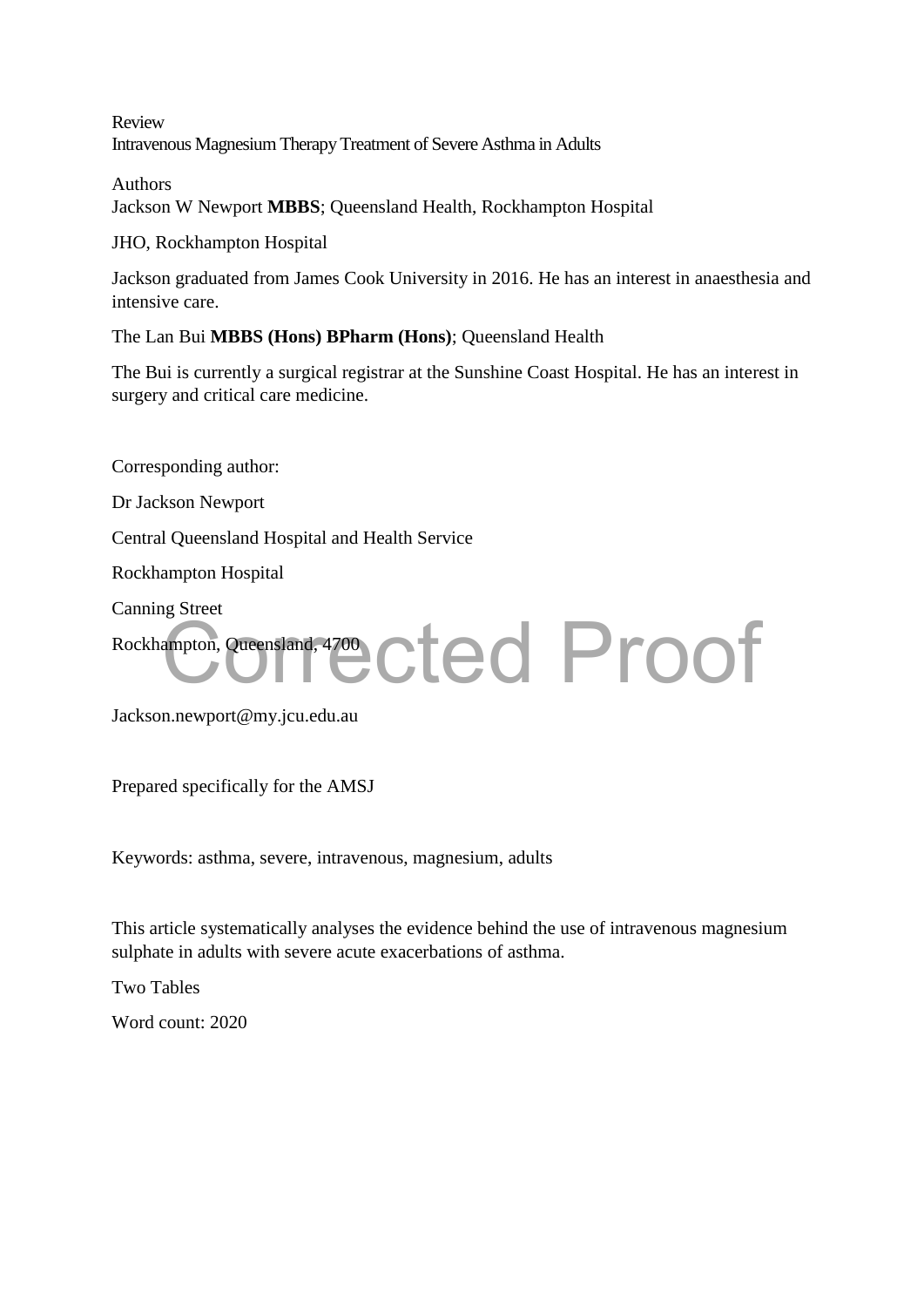Review

# Intravenous Magnesium Therapy Treatment of Severe Asthma in Adults

Authors

Jackson W Newport **MBBS**; Queensland Health, Rockhampton Hospital

JHO, Rockhampton Hospital

Jackson graduated from James Cook University in 2016. He has an interest in anaesthesia and intensive care.

The Lan Bui **MBBS (Hons) BPharm (Hons)**; Queensland Health

The Bui is currently a surgical registrar at the Sunshine Coast Hospital. He has an interest in surgery and critical care medicine.

Corresponding author:

Dr Jackson Newport

Central Queensland Hospital and Health Service

Rockhampton Hospital

Canning Street

Rockhampton, Queensland, 4700

Jackson.newport@my.jcu.edu.au

Prepared specifically for the AMSJ

Keywords: asthma, severe, intravenous, magnesium, adults

This article systematically analyses the evidence behind the use of intravenous magnesium sulphate in adults with severe acute exacerbations of asthma.

Two Tables

Word count: 2020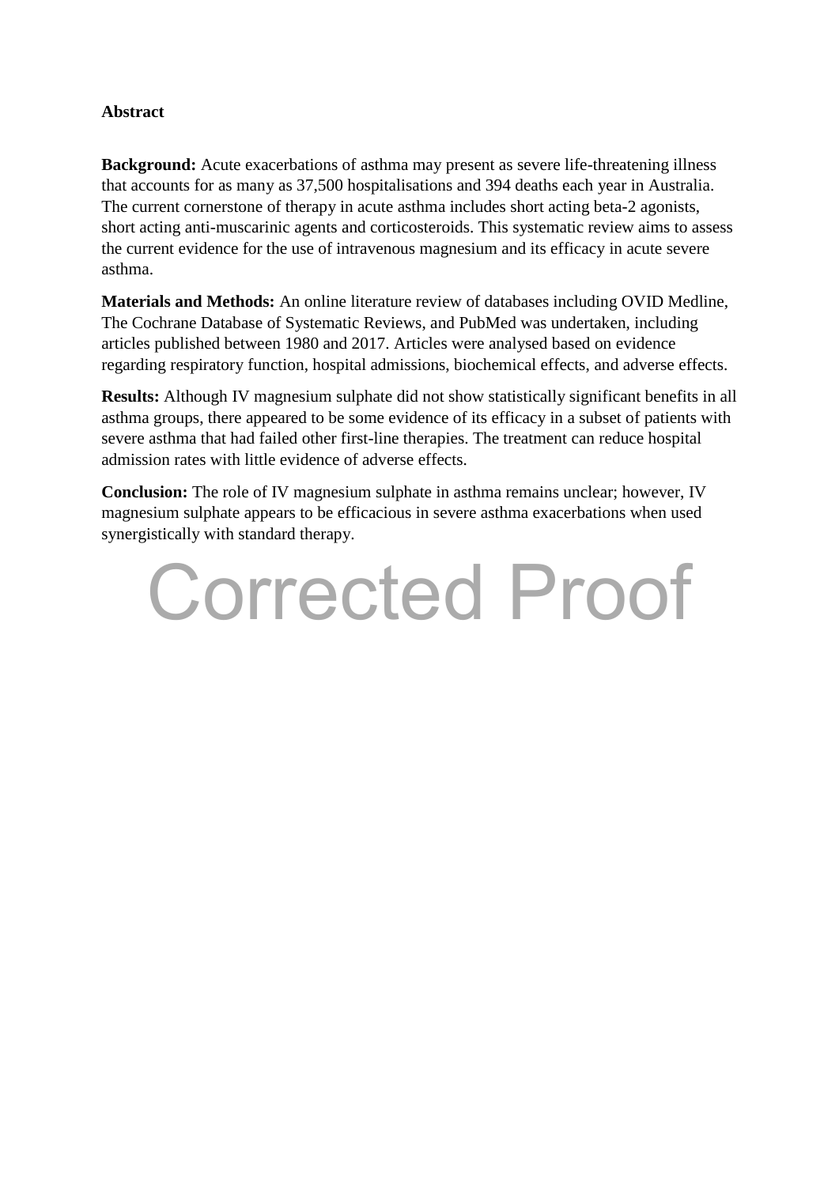**Abstract**

**Background:** Acute exacerbations of asthma may present as severe life-threatening illness that accounts for as many as 37,500 hospitalisations and 394 deaths each year in Australia. The current cornerstone of therapy in acute asthma includes short acting beta-2 agonists, short acting anti-muscarinic agents and corticosteroids. This systematic review aims to assess the current evidence for the use of intravenous magnesium and its efficacy in acute severe asthma.

**Materials and Methods:** An online literature review of databases including OVID Medline, The Cochrane Database of Systematic Reviews, and PubMed was undertaken, including articles published between 1980 and 2017. Articles were analysed based on evidence regarding respiratory function, hospital admissions, biochemical effects, and adverse effects.

**Results:** Although IV magnesium sulphate did not show statistically significant benefits in all asthma groups, there appeared to be some evidence of its efficacy in a subset of patients with severe asthma that had failed other first-line therapies. The treatment can reduce hospital admission rates with little evidence of adverse effects.

**Conclusion:** The role of IV magnesium sulphate in asthma remains unclear; however, IV magnesium sulphate appears to be efficacious in severe asthma exacerbations when used synergistically with standard therapy.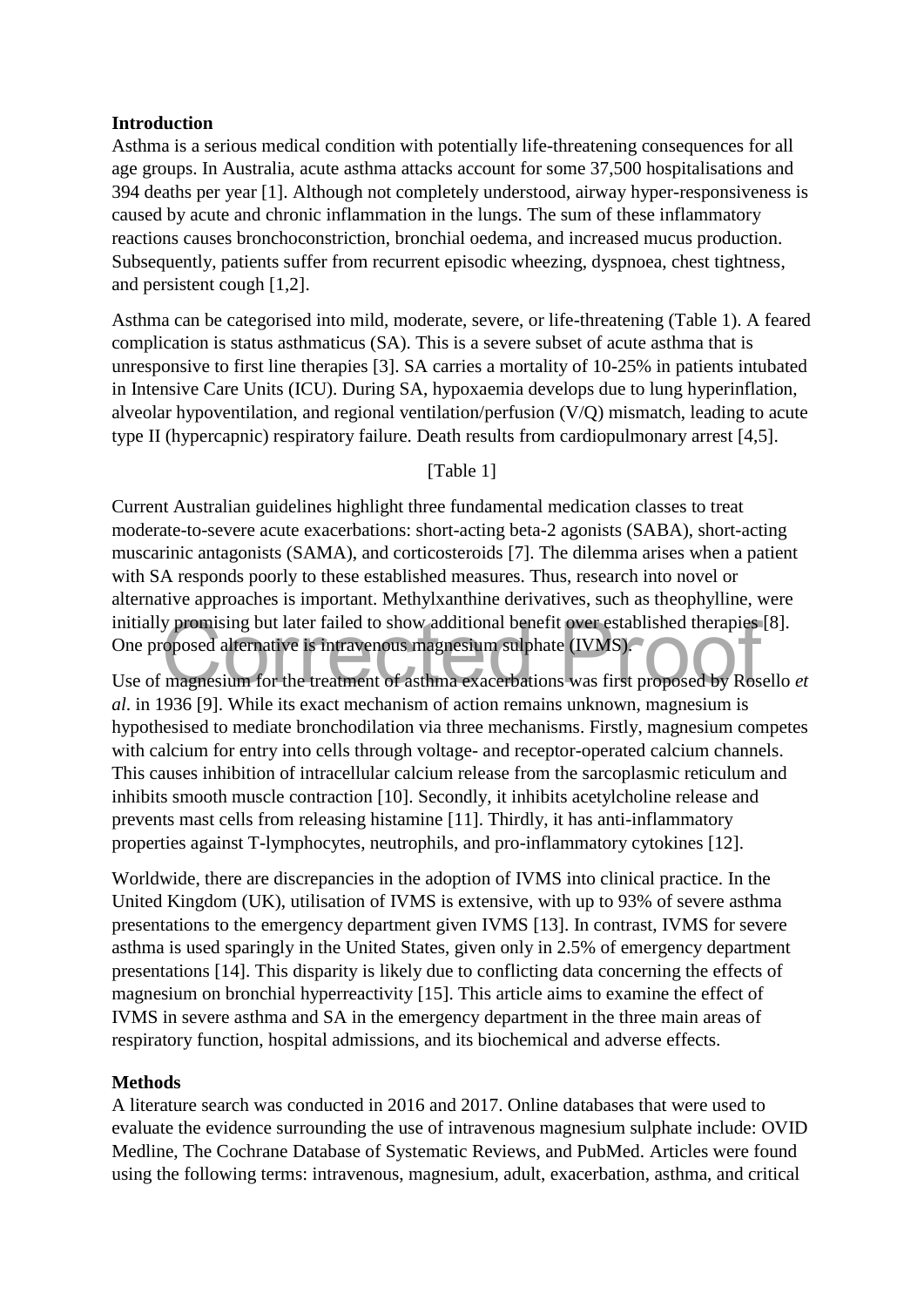## Introduction

Asthma is a serious medical condition with potentially life-threatening consequences for all age groups. In Australia, acute asthma attacks account for some 37,500 hospitalisations and 394 deaths per year [1]. Although not completely understood, airway hyper-responsiveness is caused by acute and chronic inflammation in the lungs. The sum of these inflammatory reactions causes bronchoconstriction, bronchial oedema, and increased mucus production. Subsequently, patients suffer from recurrent episodic wheezing, dyspnoea, chest tightness, and persistent cough [1,2].

Asthma can be categorised into mild, moderate, severe, or life-threatening (Table 1). A feared complication is status asthmaticus (SA). This is a severe subset of acute asthma that is unresponsive to first line therapies [3]. SA carries a mortality of 10-25% in patients intubated in Intensive Care Units (ICU). During SA, hypoxaemia develops due to lung hyperinflation, alveolar hypoventilation, and regional ventilation/perfusion (V/Q) mismatch, leading to acute type II (hypercapnic) respiratory failure. Death results from cardiopulmonary arrest [4,5].

[Table 1]

Current Australian guidelines highlight three fundamental medication classes to treat moderate-to-severe acute exacerbations: short-acting beta-2 agonists (SABA), short-acting muscarinic antagonists (SAMA), and corticosteroids [7]. The dilemma arises when a patient with SA responds poorly to these established measures. Thus, research into novel or alternative approaches is important. Methylxanthine derivatives, such as theophylline, were initially promising but later failed to show additional benefit over established therapies [8]. One proposed alternative is intravenous magnesium sulphate (IVMS).

Use of magnesium for the treatment of asthma exacerbations was first proposed by Rosello *et al*. in 1936 [9]. While its exact mechanism of action remains unknown, magnesium is hypothesised to mediate bronchodilation via three mechanisms. Firstly, magnesium competes with calcium for entry into cells through voltage- and receptor-operated calcium channels. This causes inhibition of intracellular calcium release from the sarcoplasmic reticulum and inhibits smooth muscle contraction [10]. Secondly, it inhibits acetylcholine release and prevents mast cells from releasing histamine [11]. Thirdly, it has anti-inflammatory properties against T-lymphocytes, neutrophils, and pro-inflammatory cytokines [12].

Worldwide, there are discrepancies in the adoption of IVMS into clinical practice. In the United Kingdom (UK), utilisation of IVMS is extensive, with up to 93% of severe asthma presentations to the emergency department given IVMS [13]. In contrast, IVMS for severe asthma is used sparingly in the United States, given only in 2.5% of emergency department presentations [14]. This disparity is likely due to conflicting data concerning the effects of magnesium on bronchial hyperreactivity [15]. This article aims to examine the effect of IVMS in severe asthma and SA in the emergency department in the three main areas of respiratory function, hospital admissions, and its biochemical and adverse effects.

## Methods

A literature search was conducted in 2016 and 2017. Online databases that were used to evaluate the evidence surrounding the use of intravenous magnesium sulphate include: OVID Medline, The Cochrane Database of Systematic Reviews, and PubMed. Articles were found using the following terms: intravenous, magnesium, adult, exacerbation, asthma, and critical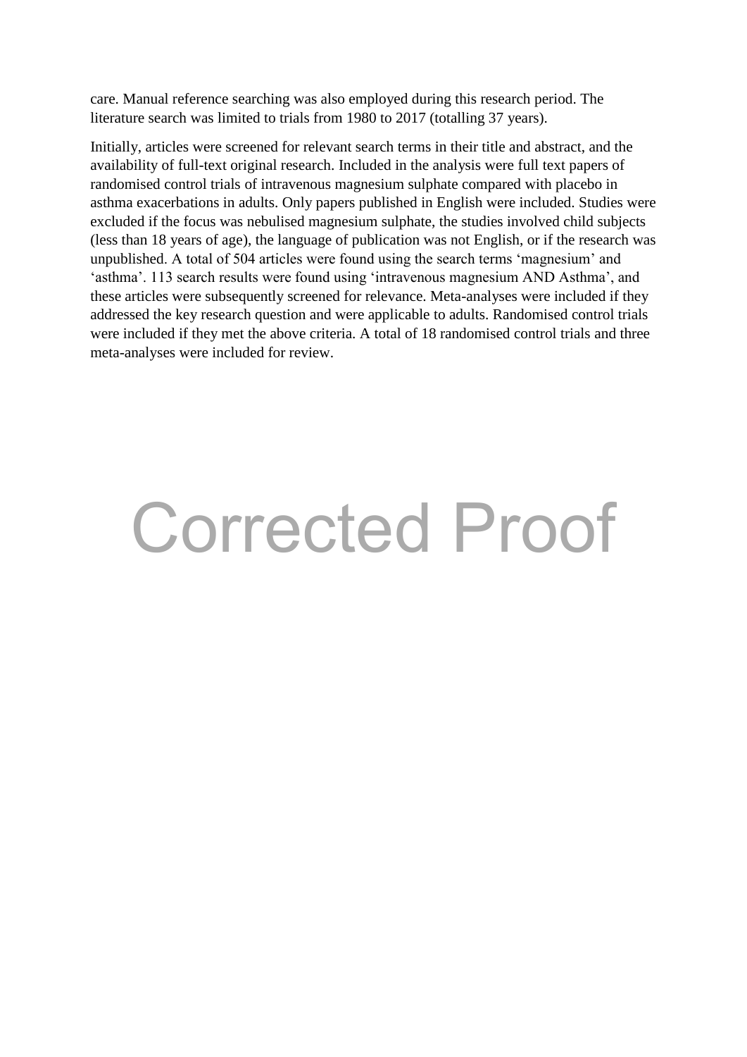care. Manual reference searching was also employed during this research period. The literature search was limited to trials from 1980 to 2017 (totalling 37 years).

Initially, articles were screened for relevant search terms in their title and abstract, and the availability of full-text original research. Included in the analysis were full text papers of randomised control trials of intravenous magnesium sulphate compared with placebo in asthma exacerbations in adults. Only papers published in English were included. Studies were excluded if the focus was nebulised magnesium sulphate, the studies involved child subjects (less than 18 years of age), the language of publication was not English, or if the research was unpublished. A total of 504 articles were found using the search terms 'magnesium' and 'asthma'. 113 search results were found using 'intravenous magnesium AND Asthma', and these articles were subsequently screened for relevance. Meta-analyses were included if they addressed the key research question and were applicable to adults. Randomised control trials were included if they met the above criteria. A total of 18 randomised control trials and three meta-analyses were included for review.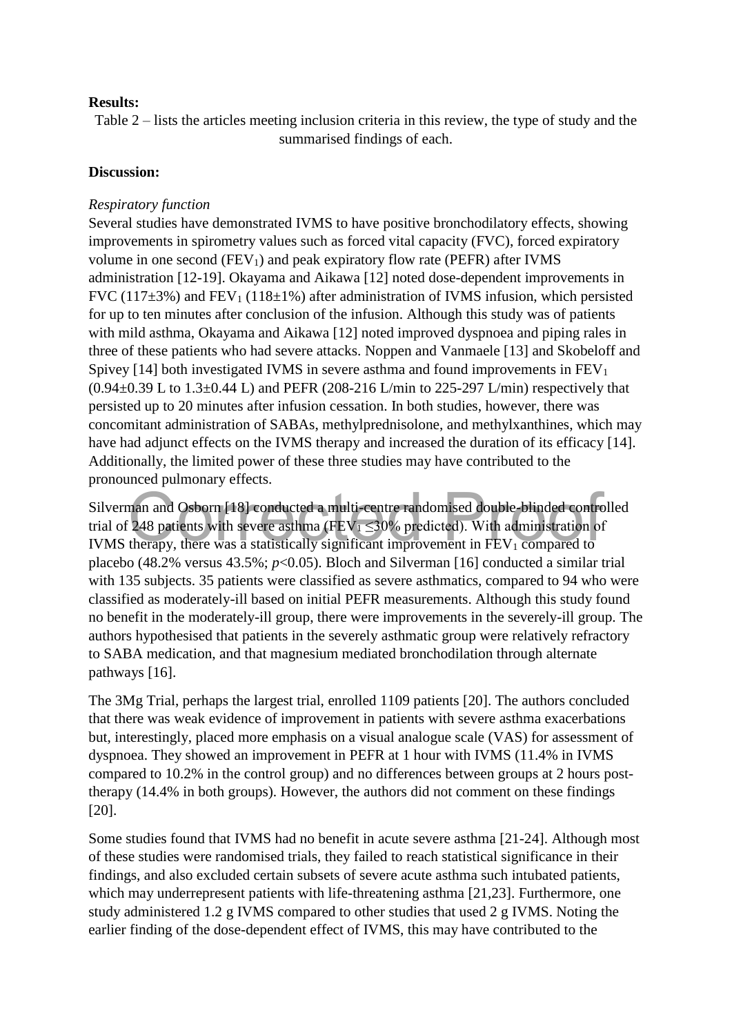**Results:**

Table 2 – lists the articles meeting inclusion criteria in this review, the type of study and the summarised findings of each.

**Discussion:**

*Respiratory function*

Several studies have demonstrated IVMS to have positive bronchodilatory effects, showing improvements in spirometry values such as forced vital capacity (FVC), forced expiratory volume in one second ($FEV_1$) and peak expiratory flow rate (PEFR) after IVMS administration [12-19]. Okayama and Aikawa [12] noted dose-dependent improvements in FVC (117±3%) and $FEV_1$ (118±1%) after administration of IVMS infusion, which persisted for up to ten minutes after conclusion of the infusion. Although this study was of patients with mild asthma, Okayama and Aikawa [12] noted improved dyspnoea and piping rales in three of these patients who had severe attacks. Noppen and Vanmaele [13] and Skobeloff and Spivey [14] both investigated IVMS in severe asthma and found improvements in $FEV_1$ (0.94±0.39 L to 1.3±0.44 L) and PEFR (208-216 L/min to 225-297 L/min) respectively that persisted up to 20 minutes after infusion cessation. In both studies, however, there was concomitant administration of SABAs, methylprednisolone, and methylxanthines, which may have had adjunct effects on the IVMS therapy and increased the duration of its efficacy [14]. Additionally, the limited power of these three studies may have contributed to the pronounced pulmonary effects.

Silverman and Osborn [18] conducted a multi-centre randomised double-blinded controlled trial of 248 patients with severe asthma ($FEV_1$ ≤30% predicted). With administration of IVMS therapy, there was a statistically significant improvement in $FEV_1$ compared to placebo (48.2% versus 43.5%; $p<0.05$). Bloch and Silverman [16] conducted a similar trial with 135 subjects. 35 patients were classified as severe asthmatics, compared to 94 who were classified as moderately-ill based on initial PEFR measurements. Although this study found no benefit in the moderately-ill group, there were improvements in the severely-ill group. The authors hypothesised that patients in the severely asthmatic group were relatively refractory to SABA medication, and that magnesium mediated bronchodilation through alternate pathways [16].

The 3Mg Trial, perhaps the largest trial, enrolled 1109 patients [20]. The authors concluded that there was weak evidence of improvement in patients with severe asthma exacerbations but, interestingly, placed more emphasis on a visual analogue scale (VAS) for assessment of dyspnoea. They showed an improvement in PEFR at 1 hour with IVMS (11.4% in IVMS compared to 10.2% in the control group) and no differences between groups at 2 hours post-therapy (14.4% in both groups). However, the authors did not comment on these findings [20].

Some studies found that IVMS had no benefit in acute severe asthma [21-24]. Although most of these studies were randomised trials, they failed to reach statistical significance in their findings, and also excluded certain subsets of severe acute asthma such intubated patients, which may underrepresent patients with life-threatening asthma [21,23]. Furthermore, one study administered 1.2 g IVMS compared to other studies that used 2 g IVMS. Noting the earlier finding of the dose-dependent effect of IVMS, this may have contributed to the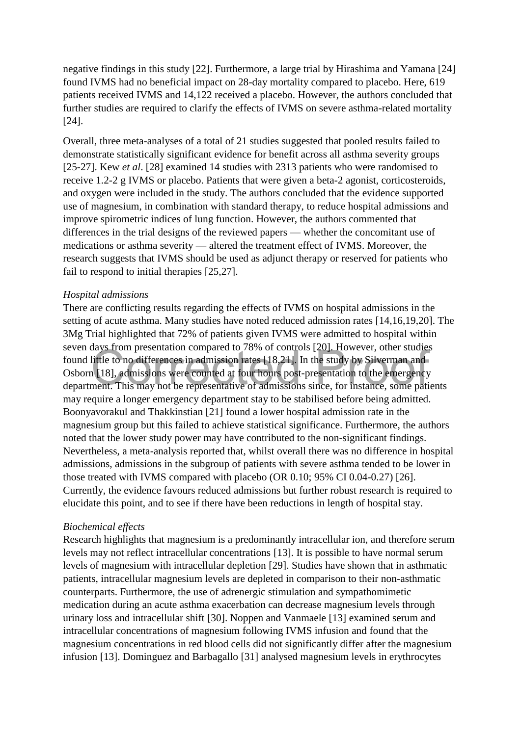negative findings in this study [22]. Furthermore, a large trial by Hirashima and Yamana [24] found IVMS had no beneficial impact on 28-day mortality compared to placebo. Here, 619 patients received IVMS and 14,122 received a placebo. However, the authors concluded that further studies are required to clarify the effects of IVMS on severe asthma-related mortality [24].

Overall, three meta-analyses of a total of 21 studies suggested that pooled results failed to demonstrate statistically significant evidence for benefit across all asthma severity groups [25-27]. Kew *et al*. [28] examined 14 studies with 2313 patients who were randomised to receive 1.2-2 g IVMS or placebo. Patients that were given a beta-2 agonist, corticosteroids, and oxygen were included in the study. The authors concluded that the evidence supported use of magnesium, in combination with standard therapy, to reduce hospital admissions and improve spirometric indices of lung function. However, the authors commented that differences in the trial designs of the reviewed papers — whether the concomitant use of medications or asthma severity — altered the treatment effect of IVMS. Moreover, the research suggests that IVMS should be used as adjunct therapy or reserved for patients who fail to respond to initial therapies [25,27].

*Hospital admissions*

There are conflicting results regarding the effects of IVMS on hospital admissions in the setting of acute asthma. Many studies have noted reduced admission rates [14,16,19,20]. The 3Mg Trial highlighted that 72% of patients given IVMS were admitted to hospital within seven days from presentation compared to 78% of controls [20]. However, other studies found little to no differences in admission rates [18,21]. In the study by Silverman and Osborn [18], admissions were counted at four hours post-presentation to the emergency department. This may not be representative of admissions since, for instance, some patients may require a longer emergency department stay to be stabilised before being admitted. Boonyavorakul and Thakkinstian [21] found a lower hospital admission rate in the magnesium group but this failed to achieve statistical significance. Furthermore, the authors noted that the lower study power may have contributed to the non-significant findings. Nevertheless, a meta-analysis reported that, whilst overall there was no difference in hospital admissions, admissions in the subgroup of patients with severe asthma tended to be lower in those treated with IVMS compared with placebo (OR 0.10; 95% CI 0.04-0.27) [26]. Currently, the evidence favours reduced admissions but further robust research is required to elucidate this point, and to see if there have been reductions in length of hospital stay.

*Biochemical effects*

Research highlights that magnesium is a predominantly intracellular ion, and therefore serum levels may not reflect intracellular concentrations [13]. It is possible to have normal serum levels of magnesium with intracellular depletion [29]. Studies have shown that in asthmatic patients, intracellular magnesium levels are depleted in comparison to their non-asthmatic counterparts. Furthermore, the use of adrenergic stimulation and sympathomimetic medication during an acute asthma exacerbation can decrease magnesium levels through urinary loss and intracellular shift [30]. Noppen and Vanmaele [13] examined serum and intracellular concentrations of magnesium following IVMS infusion and found that the magnesium concentrations in red blood cells did not significantly differ after the magnesium infusion [13]. Dominguez and Barbagallo [31] analysed magnesium levels in erythrocytes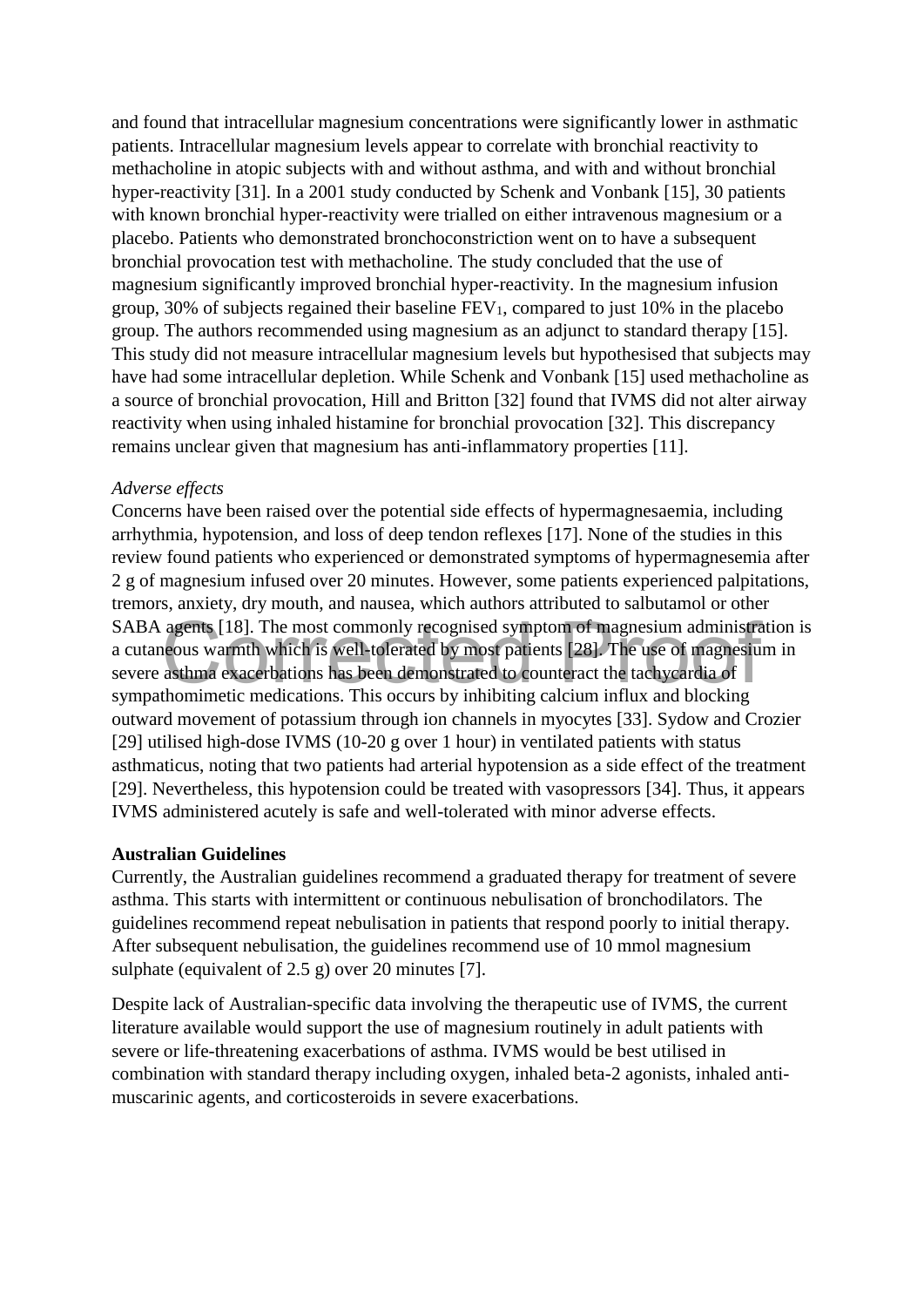and found that intracellular magnesium concentrations were significantly lower in asthmatic patients. Intracellular magnesium levels appear to correlate with bronchial reactivity to methacholine in atopic subjects with and without asthma, and with and without bronchial hyper-reactivity [31]. In a 2001 study conducted by Schenk and Vonbank [15], 30 patients with known bronchial hyper-reactivity were trialled on either intravenous magnesium or a placebo. Patients who demonstrated bronchoconstriction went on to have a subsequent bronchial provocation test with methacholine. The study concluded that the use of magnesium significantly improved bronchial hyper-reactivity. In the magnesium infusion group, 30% of subjects regained their baseline $FEV_1$, compared to just 10% in the placebo group. The authors recommended using magnesium as an adjunct to standard therapy [15]. This study did not measure intracellular magnesium levels but hypothesised that subjects may have had some intracellular depletion. While Schenk and Vonbank [15] used methacholine as a source of bronchial provocation, Hill and Britton [32] found that IVMS did not alter airway reactivity when using inhaled histamine for bronchial provocation [32]. This discrepancy remains unclear given that magnesium has anti-inflammatory properties [11].

*Adverse effects*

Concerns have been raised over the potential side effects of hypermagnesaemia, including arrhythmia, hypotension, and loss of deep tendon reflexes [17]. None of the studies in this review found patients who experienced or demonstrated symptoms of hypermagnesemia after 2 g of magnesium infused over 20 minutes. However, some patients experienced palpitations, tremors, anxiety, dry mouth, and nausea, which authors attributed to salbutamol or other SABA agents [18]. The most commonly recognised symptom of magnesium administration is a cutaneous warmth which is well-tolerated by most patients [28]. The use of magnesium in severe asthma exacerbations has been demonstrated to counteract the tachycardia of sympathomimetic medications. This occurs by inhibiting calcium influx and blocking outward movement of potassium through ion channels in myocytes [33]. Sydow and Crozier [29] utilised high-dose IVMS (10-20 g over 1 hour) in ventilated patients with status asthmaticus, noting that two patients had arterial hypotension as a side effect of the treatment [29]. Nevertheless, this hypotension could be treated with vasopressors [34]. Thus, it appears IVMS administered acutely is safe and well-tolerated with minor adverse effects.

**Australian Guidelines**

Currently, the Australian guidelines recommend a graduated therapy for treatment of severe asthma. This starts with intermittent or continuous nebulisation of bronchodilators. The guidelines recommend repeat nebulisation in patients that respond poorly to initial therapy. After subsequent nebulisation, the guidelines recommend use of 10 mmol magnesium sulphate (equivalent of 2.5 g) over 20 minutes [7].

Despite lack of Australian-specific data involving the therapeutic use of IVMS, the current literature available would support the use of magnesium routinely in adult patients with severe or life-threatening exacerbations of asthma. IVMS would be best utilised in combination with standard therapy including oxygen, inhaled beta-2 agonists, inhaled anti-muscarinic agents, and corticosteroids in severe exacerbations.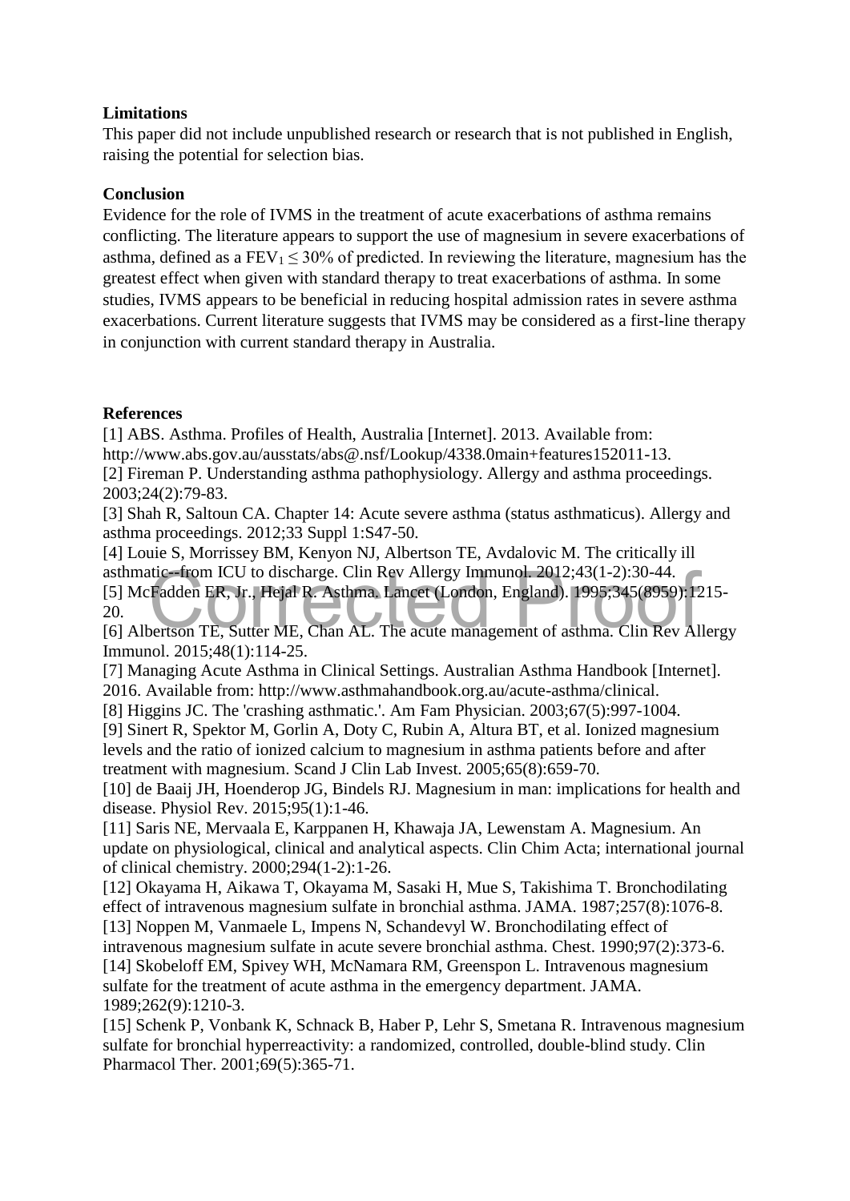**Limitations**

This paper did not include unpublished research or research that is not published in English, raising the potential for selection bias.

**Conclusion**

Evidence for the role of IVMS in the treatment of acute exacerbations of asthma remains conflicting. The literature appears to support the use of magnesium in severe exacerbations of asthma, defined as a $FEV_1 \leq 30\%$ of predicted. In reviewing the literature, magnesium has the greatest effect when given with standard therapy to treat exacerbations of asthma. In some studies, IVMS appears to be beneficial in reducing hospital admission rates in severe asthma exacerbations. Current literature suggests that IVMS may be considered as a first-line therapy in conjunction with current standard therapy in Australia.

**References**

[1] ABS. Asthma. Profiles of Health, Australia [Internet]. 2013. Available from: http://www.abs.gov.au/ausstats/abs@.nsf/Lookup/4338.0main+features152011-13.

[2] Fireman P. Understanding asthma pathophysiology. Allergy and asthma proceedings. 2003;24(2):79-83.

[3] Shah R, Saltoun CA. Chapter 14: Acute severe asthma (status asthmaticus). Allergy and asthma proceedings. 2012;33 Suppl 1:S47-50.

[4] Louie S, Morrissey BM, Kenyon NJ, Albertson TE, Avdalovic M. The critically ill asthmatic--from ICU to discharge. Clin Rev Allergy Immunol. 2012;43(1-2):30-44.

[5] McFadden ER, Jr., Hejal R. Asthma. Lancet (London, England). 1995;345(8959):1215-20.

[6] Albertson TE, Sutter ME, Chan AL. The acute management of asthma. Clin Rev Allergy Immunol. 2015;48(1):114-25.

[7] Managing Acute Asthma in Clinical Settings. Australian Asthma Handbook [Internet]. 2016. Available from: http://www.asthmahandbook.org.au/acute-asthma/clinical.

[8] Higgins JC. The 'crashing asthmatic.'. Am Fam Physician. 2003;67(5):997-1004.

[9] Sinert R, Spektor M, Gorlin A, Doty C, Rubin A, Altura BT, et al. Ionized magnesium levels and the ratio of ionized calcium to magnesium in asthma patients before and after treatment with magnesium. Scand J Clin Lab Invest. 2005;65(8):659-70.

[10] de Baaij JH, Hoenderop JG, Bindels RJ. Magnesium in man: implications for health and disease. Physiol Rev. 2015;95(1):1-46.

[11] Saris NE, Mervaala E, Karppanen H, Khawaja JA, Lewenstam A. Magnesium. An update on physiological, clinical and analytical aspects. Clin Chim Acta; international journal of clinical chemistry. 2000;294(1-2):1-26.

[12] Okayama H, Aikawa T, Okayama M, Sasaki H, Mue S, Takishima T. Bronchodilating effect of intravenous magnesium sulfate in bronchial asthma. JAMA. 1987;257(8):1076-8.

[13] Noppen M, Vanmaele L, Impens N, Schandevyl W. Bronchodilating effect of intravenous magnesium sulfate in acute severe bronchial asthma. Chest. 1990;97(2):373-6.

[14] Skobeloff EM, Spivey WH, McNamara RM, Greenspon L. Intravenous magnesium sulfate for the treatment of acute asthma in the emergency department. JAMA. 1989;262(9):1210-3.

[15] Schenk P, Vonbank K, Schnack B, Haber P, Lehr S, Smetana R. Intravenous magnesium sulfate for bronchial hyperreactivity: a randomized, controlled, double-blind study. Clin Pharmacol Ther. 2001;69(5):365-71.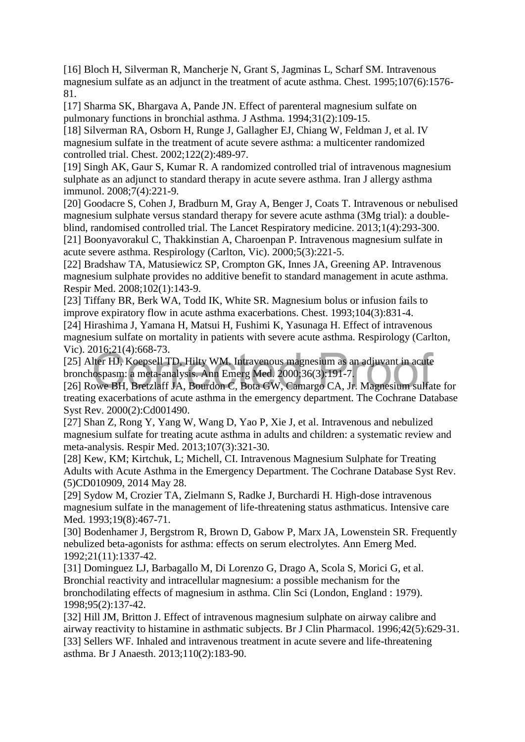[16] Bloch H, Silverman R, Mancherje N, Grant S, Jagminas L, Scharf SM. Intravenous magnesium sulfate as an adjunct in the treatment of acute asthma. Chest. 1995;107(6):1576-81.

[17] Sharma SK, Bhargava A, Pande JN. Effect of parenteral magnesium sulfate on pulmonary functions in bronchial asthma. J Asthma. 1994;31(2):109-15.

[18] Silverman RA, Osborn H, Runge J, Gallagher EJ, Chiang W, Feldman J, et al. IV magnesium sulfate in the treatment of acute severe asthma: a multicenter randomized controlled trial. Chest. 2002;122(2):489-97.

[19] Singh AK, Gaur S, Kumar R. A randomized controlled trial of intravenous magnesium sulphate as an adjunct to standard therapy in acute severe asthma. Iran J allergy asthma immunol. 2008;7(4):221-9.

[20] Goodacre S, Cohen J, Bradburn M, Gray A, Benger J, Coats T. Intravenous or nebulised magnesium sulphate versus standard therapy for severe acute asthma (3Mg trial): a double-blind, randomised controlled trial. The Lancet Respiratory medicine. 2013;1(4):293-300.

[21] Boonyavorakul C, Thakkinstian A, Charoenpan P. Intravenous magnesium sulfate in acute severe asthma. Respirology (Carlton, Vic). 2000;5(3):221-5.

[22] Bradshaw TA, Matusiewicz SP, Crompton GK, Innes JA, Greening AP. Intravenous magnesium sulphate provides no additive benefit to standard management in acute asthma. Respir Med. 2008;102(1):143-9.

[23] Tiffany BR, Berk WA, Todd IK, White SR. Magnesium bolus or infusion fails to improve expiratory flow in acute asthma exacerbations. Chest. 1993;104(3):831-4.

[24] Hirashima J, Yamana H, Matsui H, Fushimi K, Yasunaga H. Effect of intravenous magnesium sulfate on mortality in patients with severe acute asthma. Respirology (Carlton, Vic). 2016;21(4):668-73.

[25] Alter HJ, Koepsell TD, Hilty WM. Intravenous magnesium as an adjuvant in acute bronchospasm: a meta-analysis. Ann Emerg Med. 2000;36(3):191-7.

[26] Rowe BH, Bretzlaff JA, Bourdon C, Bota GW, Camargo CA, Jr. Magnesium sulfate for treating exacerbations of acute asthma in the emergency department. The Cochrane Database Syst Rev. 2000(2):Cd001490.

[27] Shan Z, Rong Y, Yang W, Wang D, Yao P, Xie J, et al. Intravenous and nebulized magnesium sulfate for treating acute asthma in adults and children: a systematic review and meta-analysis. Respir Med. 2013;107(3):321-30.

[28] Kew, KM; Kirtchuk, L; Michell, CI. Intravenous Magnesium Sulphate for Treating Adults with Acute Asthma in the Emergency Department. The Cochrane Database Syst Rev. (5)CD010909, 2014 May 28.

[29] Sydow M, Crozier TA, Zielmann S, Radke J, Burchardi H. High-dose intravenous magnesium sulfate in the management of life-threatening status asthmaticus. Intensive care Med. 1993;19(8):467-71.

[30] Bodenhamer J, Bergstrom R, Brown D, Gabow P, Marx JA, Lowenstein SR. Frequently nebulized beta-agonists for asthma: effects on serum electrolytes. Ann Emerg Med. 1992;21(11):1337-42.

[31] Dominguez LJ, Barbagallo M, Di Lorenzo G, Drago A, Scola S, Morici G, et al. Bronchial reactivity and intracellular magnesium: a possible mechanism for the bronchodilating effects of magnesium in asthma. Clin Sci (London, England : 1979). 1998;95(2):137-42.

[32] Hill JM, Britton J. Effect of intravenous magnesium sulphate on airway calibre and airway reactivity to histamine in asthmatic subjects. Br J Clin Pharmacol. 1996;42(5):629-31.

[33] Sellers WF. Inhaled and intravenous treatment in acute severe and life-threatening asthma. Br J Anaesth. 2013;110(2):183-90.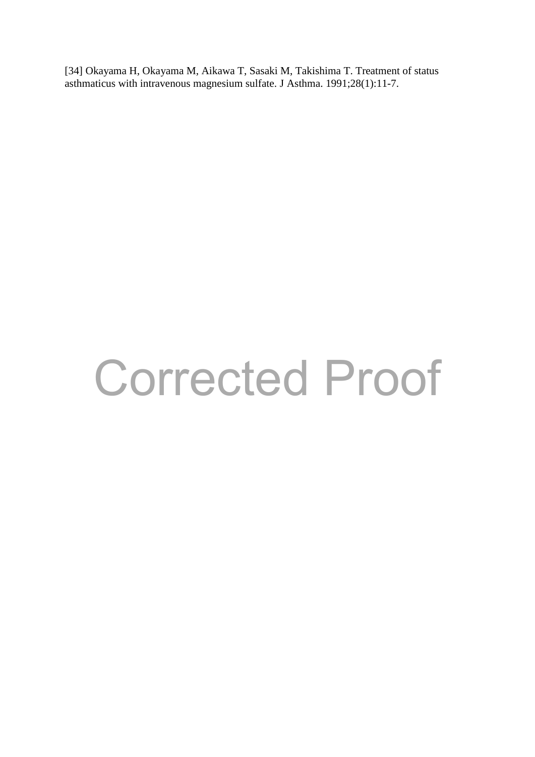[34] Okayama H, Okayama M, Aikawa T, Sasaki M, Takishima T. Treatment of status asthmaticus with intravenous magnesium sulfate. J Asthma. 1991;28(1):11-7.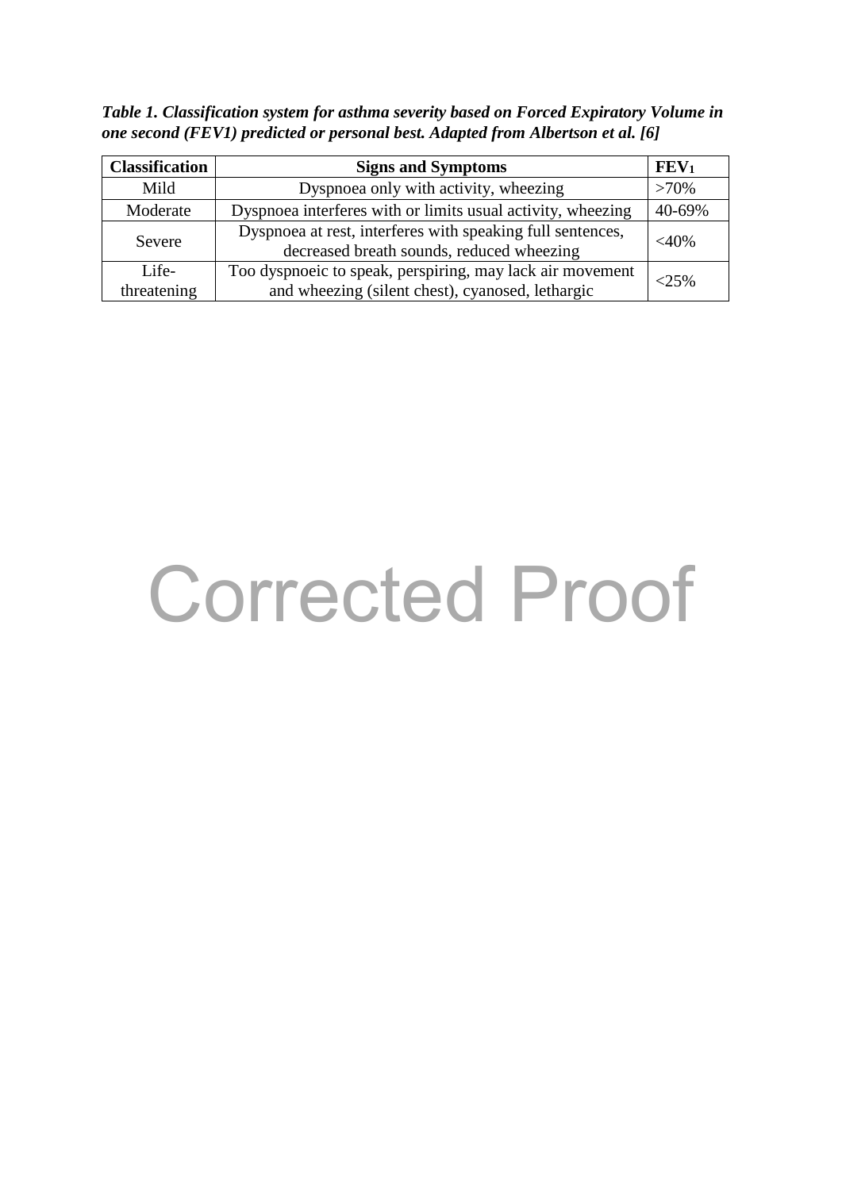***Table 1. Classification system for asthma severity based on Forced Expiratory Volume in one second (FEV1) predicted or personal best. Adapted from Albertson et al. [6]***

| **Classification** | **Signs and Symptoms** | **$FEV_1$** |
|---|---|---|
| Mild | Dyspnoea only with activity, wheezing | >70% |
| Moderate | Dyspnoea interferes with or limits usual activity, wheezing | 40-69% |
| Severe | Dyspnoea at rest, interferes with speaking full sentences, decreased breath sounds, reduced wheezing | <40% |
| Life-threatening | Too dyspnoeic to speak, perspiring, may lack air movement and wheezing (silent chest), cyanosed, lethargic | <25% |

Corrected Proof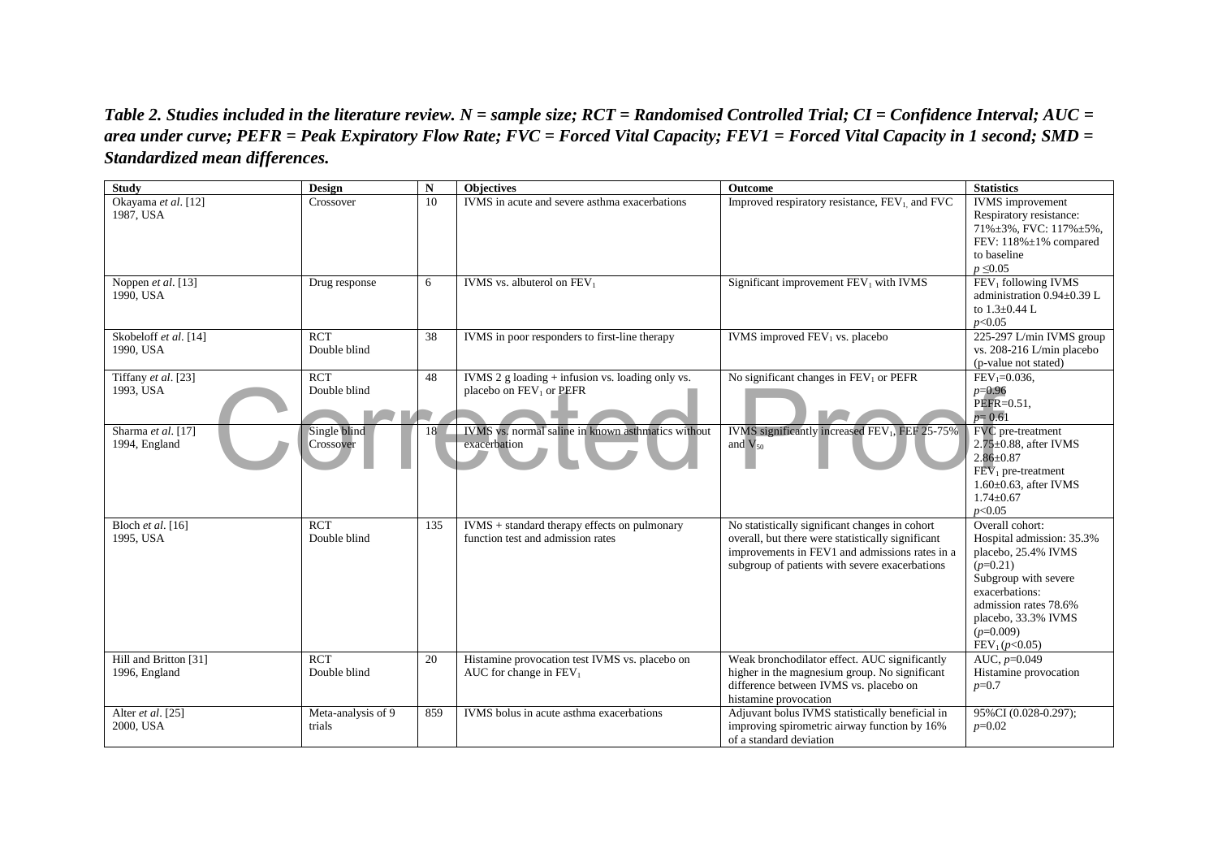***Table 2. Studies included in the literature review. N = sample size; RCT = Randomised Controlled Trial; CI = Confidence Interval; AUC = area under curve; PEFR = Peak Expiratory Flow Rate; FVC = Forced Vital Capacity; FEV1 = Forced Vital Capacity in 1 second; SMD = Standardized mean differences.***

| Study | Design | N | Objectives | Outcome | Statistics |
|---|---|---|---|---|---|
| Okayama *et al*. [12] 1987, USA | Crossover | 10 | IVMS in acute and severe asthma exacerbations | Improved respiratory resistance, $FEV_1$ and FVC | IVMS improvement Respiratory resistance: 71%±3%, FVC: 117%±5%, FEV: 118%±1% compared to baseline $p \leq 0.05$ |
| Noppen *et al*. [13] 1990, USA | Drug response | 6 | IVMS vs. albuterol on $FEV_1$ | Significant improvement $FEV_1$ with IVMS | $FEV_1$ following IVMS administration 0.94±0.39 L to 1.3±0.44 L $p<0.05$ |
| Skobeloff *et al*. [14] 1990, USA | RCT Double blind | 38 | IVMS in poor responders to first-line therapy | IVMS improved $FEV_1$ vs. placebo | 225-297 L/min IVMS group vs. 208-216 L/min placebo (p-value not stated) |
| Tiffany *et al*. [23] 1993, USA | RCT Double blind | 48 | IVMS 2 g loading + infusion vs. loading only vs. placebo on $FEV_1$ or PEFR | No significant changes in $FEV_1$ or PEFR | $FEV_1$=0.036, $p$=0.96 PEFR=0.51, $p$= 0.61 |
| Sharma *et al*. [17] 1994, England | Single blind Crossover | 18 | IVMS vs. normal saline in known asthmatics without exacerbation | IVMS significantly increased $FEV_1$, FEF 25-75% and $V_{50}$ | FVC pre-treatment 2.75±0.88, after IVMS 2.86±0.87 $FEV_1$ pre-treatment 1.60±0.63, after IVMS 1.74±0.67 $p<0.05$ |
| Bloch *et al*. [16] 1995, USA | RCT Double blind | 135 | IVMS + standard therapy effects on pulmonary function test and admission rates | No statistically significant changes in cohort overall, but there were statistically significant improvements in FEV1 and admissions rates in a subgroup of patients with severe exacerbations | Overall cohort: Hospital admission: 35.3% placebo, 25.4% IVMS ($p$=0.21) Subgroup with severe exacerbations: admission rates 78.6% placebo, 33.3% IVMS ($p$=0.009) $FEV_1$ ($p<0.05$) |
| Hill and Britton [31] 1996, England | RCT Double blind | 20 | Histamine provocation test IVMS vs. placebo on AUC for change in $FEV_1$ | Weak bronchodilator effect. AUC significantly higher in the magnesium group. No significant difference between IVMS vs. placebo on histamine provocation | AUC, $p$=0.049 Histamine provocation $p$=0.7 |
| Alter *et al*. [25] 2000, USA | Meta-analysis of 9 trials | 859 | IVMS bolus in acute asthma exacerbations | Adjuvant bolus IVMS statistically beneficial in improving spirometric airway function by 16% of a standard deviation | 95%CI (0.028-0.297); $p$=0.02 |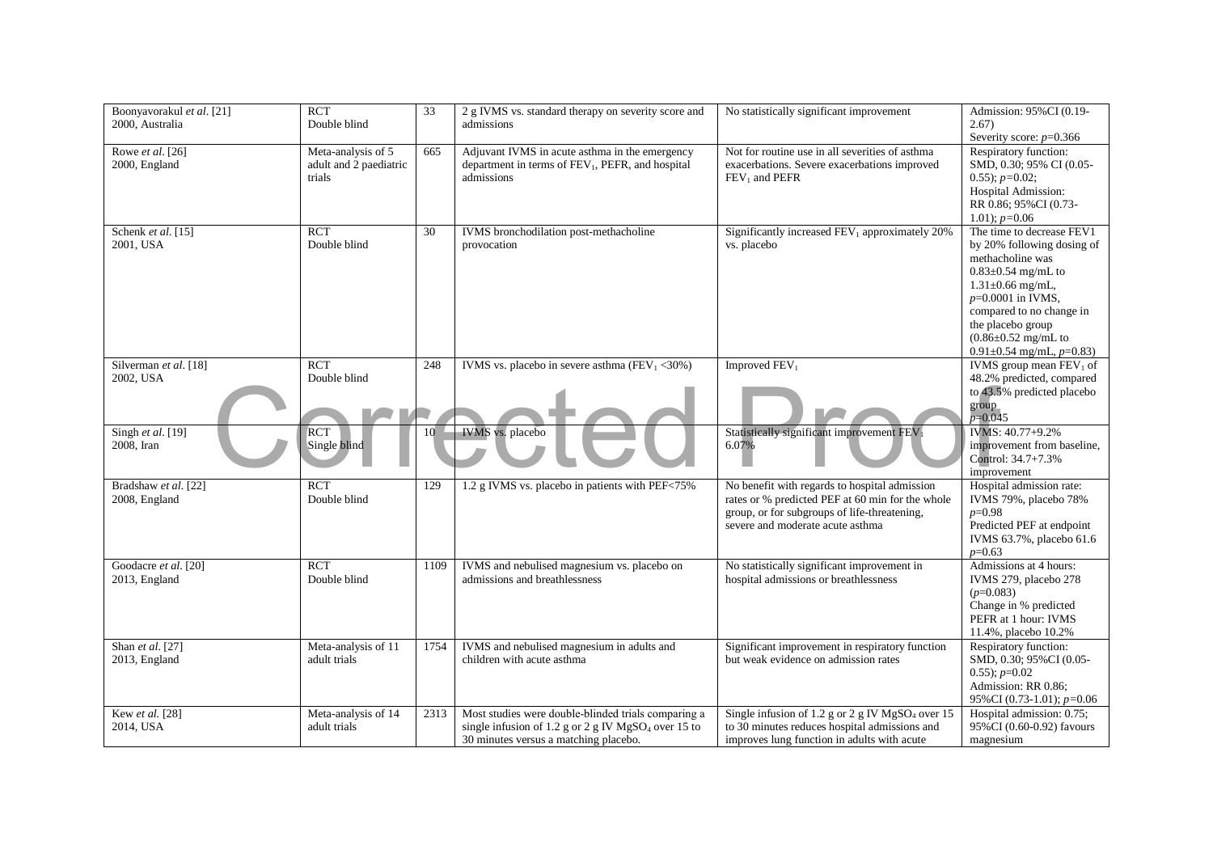| | | | | | |
|---|---|---|---|---|---|
| Boonyavorakul *et al.* [21] 2000, Australia | RCT Double blind | 33 | 2 g IVMS vs. standard therapy on severity score and admissions | No statistically significant improvement | Admission: 95%CI (0.19-2.67) Severity score: $p$=0.366 |
| Rowe *et al.* [26] 2000, England | Meta-analysis of 5 adult and 2 paediatric trials | 665 | Adjuvant IVMS in acute asthma in the emergency department in terms of $FEV_1$, PEFR, and hospital admissions | Not for routine use in all severities of asthma exacerbations. Severe exacerbations improved $FEV_1$ and PEFR | Respiratory function: SMD, 0.30; 95% CI (0.05-0.55); $p$=0.02; Hospital Admission: RR 0.86; 95%CI (0.73-1.01); $p$=0.06 |
| Schenk *et al.* [15] 2001, USA | RCT Double blind | 30 | IVMS bronchodilation post-methacholine provocation | Significantly increased $FEV_1$ approximately 20% vs. placebo | The time to decrease FEV1 by 20% following dosing of methacholine was 0.83±0.54 mg/mL to 1.31±0.66 mg/mL, $p$=0.0001 in IVMS, compared to no change in the placebo group (0.86±0.52 mg/mL to 0.91±0.54 mg/mL, $p$=0.83) |
| Silverman *et al.* [18] 2002, USA | RCT Double blind | 248 | IVMS vs. placebo in severe asthma ($FEV_1$ <30%) | Improved $FEV_1$ | IVMS group mean $FEV_1$ of 48.2% predicted, compared to 43.5% predicted placebo group $p$=0.045 |
| Singh *et al.* [19] 2008, Iran | RCT Single blind | 10 | IVMS vs. placebo | Statistically significant improvement $FEV_1$ 6.07% | IVMS: 40.77+9.2% improvement from baseline, Control: 34.7+7.3% improvement |
| Bradshaw *et al.* [22] 2008, England | RCT Double blind | 129 | 1.2 g IVMS vs. placebo in patients with PEF<75% | No benefit with regards to hospital admission rates or % predicted PEF at 60 min for the whole group, or for subgroups of life-threatening, severe and moderate acute asthma | Hospital admission rate: IVMS 79%, placebo 78% $p$=0.98 Predicted PEF at endpoint IVMS 63.7%, placebo 61.6 $p$=0.63 |
| Goodacre *et al.* [20] 2013, England | RCT Double blind | 1109 | IVMS and nebulised magnesium vs. placebo on admissions and breathlessness | No statistically significant improvement in hospital admissions or breathlessness | Admissions at 4 hours: IVMS 279, placebo 278 ($p$=0.083) Change in % predicted PEFR at 1 hour: IVMS 11.4%, placebo 10.2% |
| Shan *et al.* [27] 2013, England | Meta-analysis of 11 adult trials | 1754 | IVMS and nebulised magnesium in adults and children with acute asthma | Significant improvement in respiratory function but weak evidence on admission rates | Respiratory function: SMD, 0.30; 95%CI (0.05-0.55); $p$=0.02 Admission: RR 0.86; 95%CI (0.73-1.01); $p$=0.06 |
| Kew *et al.* [28] 2014, USA | Meta-analysis of 14 adult trials | 2313 | Most studies were double-blinded trials comparing a single infusion of 1.2 g or 2 g IV $MgSO_4$ over 15 to 30 minutes versus a matching placebo. | Single infusion of 1.2 g or 2 g IV $MgSO_4$ over 15 to 30 minutes reduces hospital admissions and improves lung function in adults with acute | Hospital admission: 0.75; 95%CI (0.60-0.92) favours magnesium |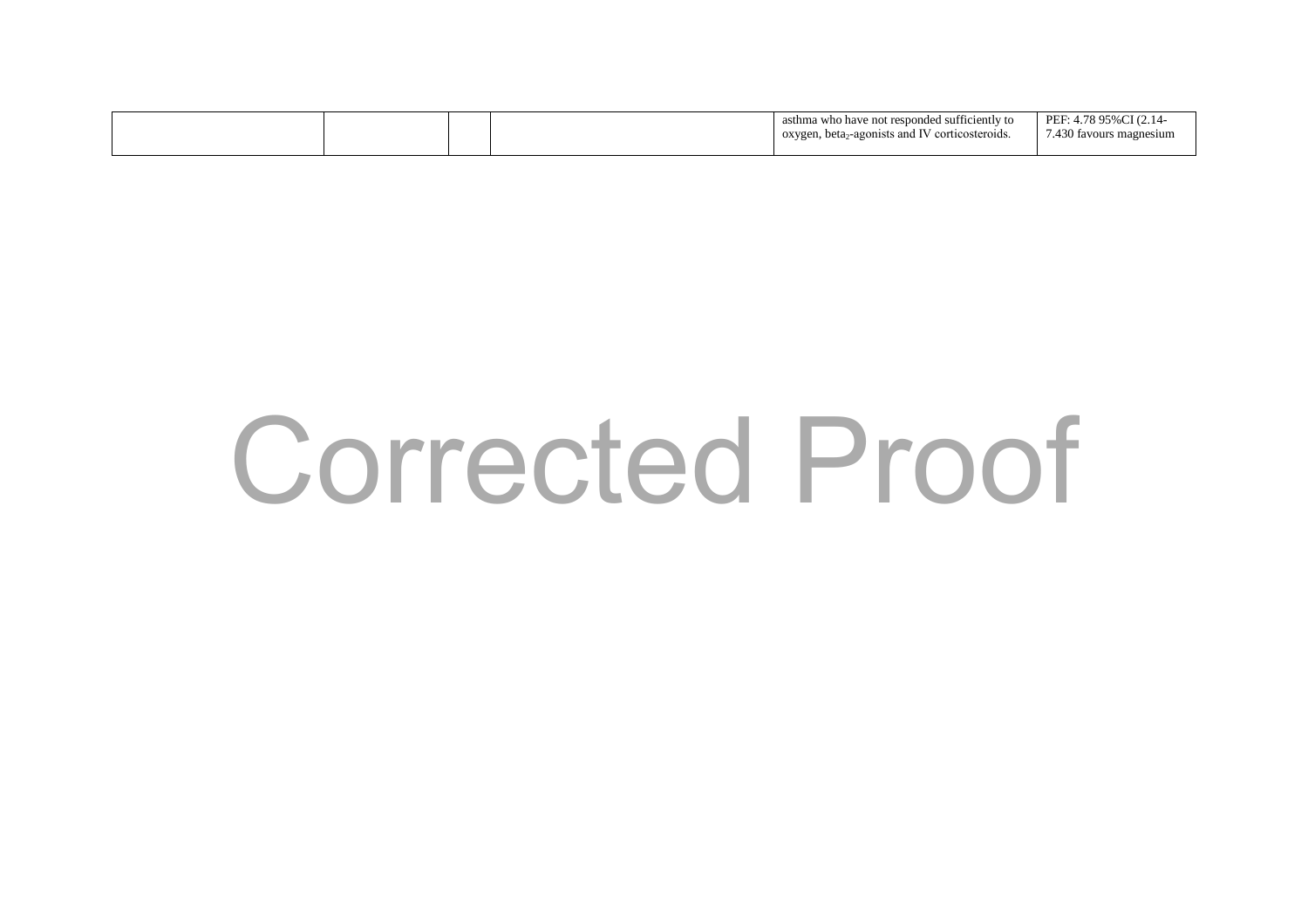| | | | | | |
|---|---|---|---|---|---|
| | | | | asthma who have not responded sufficiently to oxygen, $beta_2$-agonists and IV corticosteroids. | PEF: 4.78 95%CI (2.14-7.430 favours magnesium |

Corrected Proof